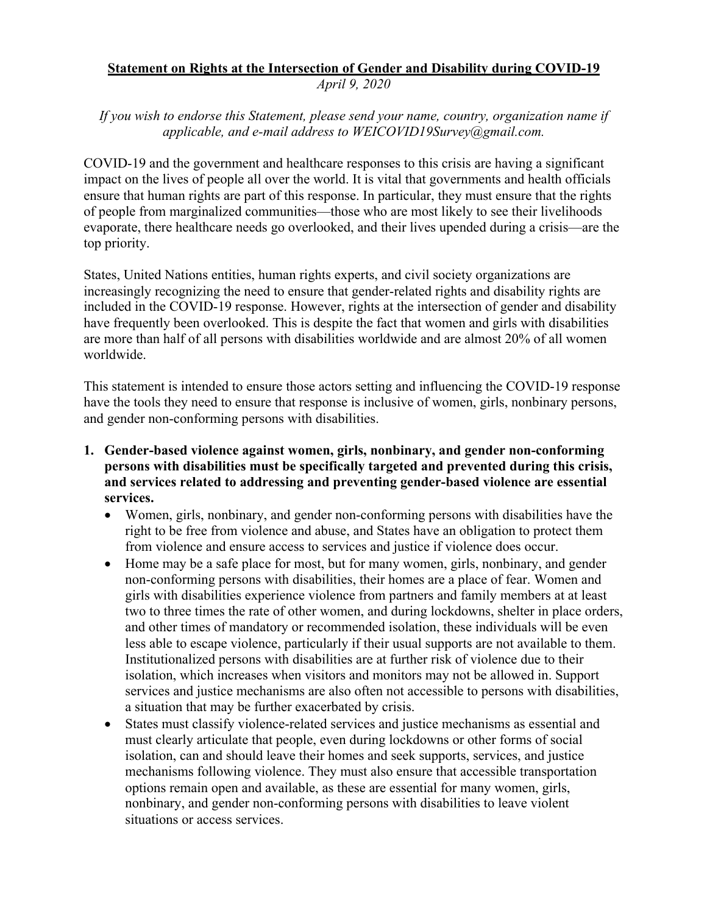# Statement on Rights at the Intersection of Gender and Disability during COVID-19

*April 9, 2020*

*If you wish to endorse this Statement, please send your name, country, organization name if applicable, and e-mail address to WEICOVID19Survey@gmail.com.*

COVID-19 and the government and healthcare responses to this crisis are having a significant impact on the lives of people all over the world. It is vital that governments and health officials ensure that human rights are part of this response. In particular, they must ensure that the rights of people from marginalized communities—those who are most likely to see their livelihoods evaporate, there healthcare needs go overlooked, and their lives upended during a crisis—are the top priority.

States, United Nations entities, human rights experts, and civil society organizations are increasingly recognizing the need to ensure that gender-related rights and disability rights are included in the COVID-19 response. However, rights at the intersection of gender and disability have frequently been overlooked. This is despite the fact that women and girls with disabilities are more than half of all persons with disabilities worldwide and are almost 20% of all women worldwide.

This statement is intended to ensure those actors setting and influencing the COVID-19 response have the tools they need to ensure that response is inclusive of women, girls, nonbinary persons, and gender non-conforming persons with disabilities.

1. **Gender-based violence against women, girls, nonbinary, and gender non-conforming persons with disabilities must be specifically targeted and prevented during this crisis, and services related to addressing and preventing gender-based violence are essential services.**
   - Women, girls, nonbinary, and gender non-conforming persons with disabilities have the right to be free from violence and abuse, and States have an obligation to protect them from violence and ensure access to services and justice if violence does occur.
   - Home may be a safe place for most, but for many women, girls, nonbinary, and gender non-conforming persons with disabilities, their homes are a place of fear. Women and girls with disabilities experience violence from partners and family members at at least two to three times the rate of other women, and during lockdowns, shelter in place orders, and other times of mandatory or recommended isolation, these individuals will be even less able to escape violence, particularly if their usual supports are not available to them. Institutionalized persons with disabilities are at further risk of violence due to their isolation, which increases when visitors and monitors may not be allowed in. Support services and justice mechanisms are also often not accessible to persons with disabilities, a situation that may be further exacerbated by crisis.
   - States must classify violence-related services and justice mechanisms as essential and must clearly articulate that people, even during lockdowns or other forms of social isolation, can and should leave their homes and seek supports, services, and justice mechanisms following violence. They must also ensure that accessible transportation options remain open and available, as these are essential for many women, girls, nonbinary, and gender non-conforming persons with disabilities to leave violent situations or access services.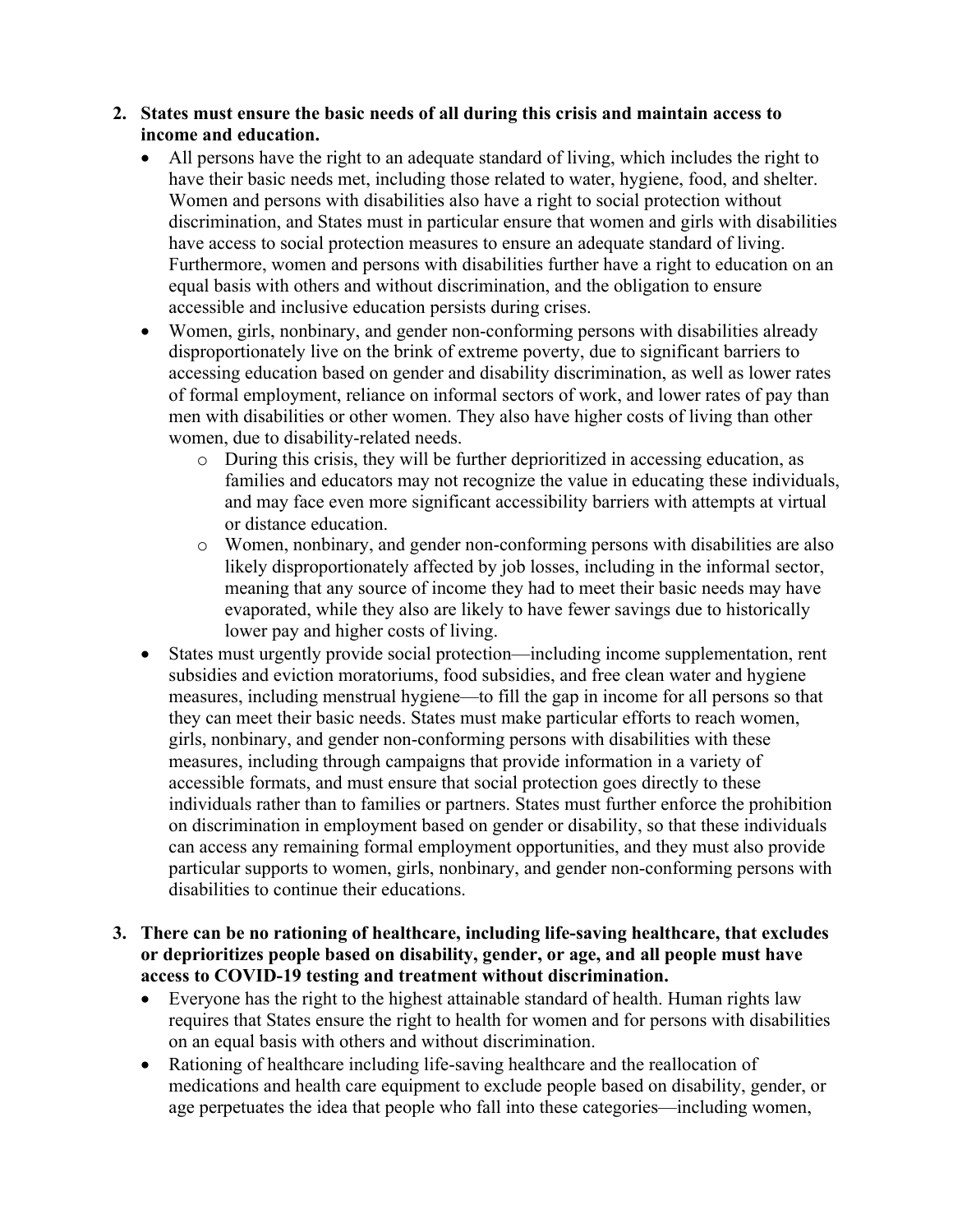2. **States must ensure the basic needs of all during this crisis and maintain access to income and education.**
   - All persons have the right to an adequate standard of living, which includes the right to have their basic needs met, including those related to water, hygiene, food, and shelter. Women and persons with disabilities also have a right to social protection without discrimination, and States must in particular ensure that women and girls with disabilities have access to social protection measures to ensure an adequate standard of living. Furthermore, women and persons with disabilities further have a right to education on an equal basis with others and without discrimination, and the obligation to ensure accessible and inclusive education persists during crises.
   - Women, girls, nonbinary, and gender non-conforming persons with disabilities already disproportionately live on the brink of extreme poverty, due to significant barriers to accessing education based on gender and disability discrimination, as well as lower rates of formal employment, reliance on informal sectors of work, and lower rates of pay than men with disabilities or other women. They also have higher costs of living than other women, due to disability-related needs.
     - During this crisis, they will be further deprioritized in accessing education, as families and educators may not recognize the value in educating these individuals, and may face even more significant accessibility barriers with attempts at virtual or distance education.
     - Women, nonbinary, and gender non-conforming persons with disabilities are also likely disproportionately affected by job losses, including in the informal sector, meaning that any source of income they had to meet their basic needs may have evaporated, while they also are likely to have fewer savings due to historically lower pay and higher costs of living.
   - States must urgently provide social protection—including income supplementation, rent subsidies and eviction moratoriums, food subsidies, and free clean water and hygiene measures, including menstrual hygiene—to fill the gap in income for all persons so that they can meet their basic needs. States must make particular efforts to reach women, girls, nonbinary, and gender non-conforming persons with disabilities with these measures, including through campaigns that provide information in a variety of accessible formats, and must ensure that social protection goes directly to these individuals rather than to families or partners. States must further enforce the prohibition on discrimination in employment based on gender or disability, so that these individuals can access any remaining formal employment opportunities, and they must also provide particular supports to women, girls, nonbinary, and gender non-conforming persons with disabilities to continue their educations.

3. **There can be no rationing of healthcare, including life-saving healthcare, that excludes or deprioritizes people based on disability, gender, or age, and all people must have access to COVID-19 testing and treatment without discrimination.**
   - Everyone has the right to the highest attainable standard of health. Human rights law requires that States ensure the right to health for women and for persons with disabilities on an equal basis with others and without discrimination.
   - Rationing of healthcare including life-saving healthcare and the reallocation of medications and health care equipment to exclude people based on disability, gender, or age perpetuates the idea that people who fall into these categories—including women,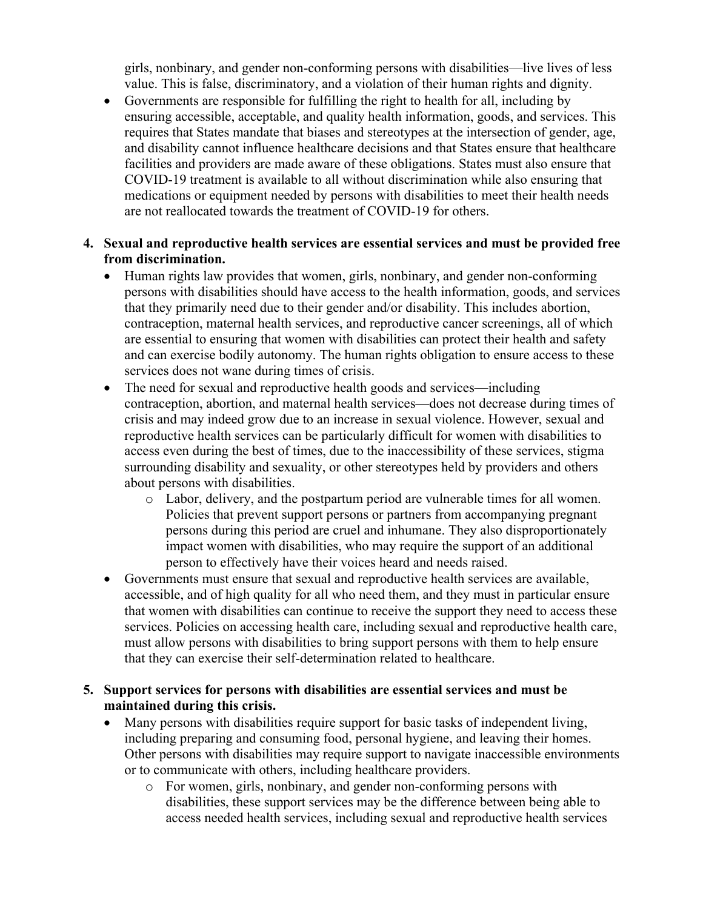girls, nonbinary, and gender non-conforming persons with disabilities—live lives of less value. This is false, discriminatory, and a violation of their human rights and dignity.

- Governments are responsible for fulfilling the right to health for all, including by ensuring accessible, acceptable, and quality health information, goods, and services. This requires that States mandate that biases and stereotypes at the intersection of gender, age, and disability cannot influence healthcare decisions and that States ensure that healthcare facilities and providers are made aware of these obligations. States must also ensure that COVID-19 treatment is available to all without discrimination while also ensuring that medications or equipment needed by persons with disabilities to meet their health needs are not reallocated towards the treatment of COVID-19 for others.

4. **Sexual and reproductive health services are essential services and must be provided free from discrimination.**
   - Human rights law provides that women, girls, nonbinary, and gender non-conforming persons with disabilities should have access to the health information, goods, and services that they primarily need due to their gender and/or disability. This includes abortion, contraception, maternal health services, and reproductive cancer screenings, all of which are essential to ensuring that women with disabilities can protect their health and safety and can exercise bodily autonomy. The human rights obligation to ensure access to these services does not wane during times of crisis.
   - The need for sexual and reproductive health goods and services—including contraception, abortion, and maternal health services—does not decrease during times of crisis and may indeed grow due to an increase in sexual violence. However, sexual and reproductive health services can be particularly difficult for women with disabilities to access even during the best of times, due to the inaccessibility of these services, stigma surrounding disability and sexuality, or other stereotypes held by providers and others about persons with disabilities.
     - Labor, delivery, and the postpartum period are vulnerable times for all women. Policies that prevent support persons or partners from accompanying pregnant persons during this period are cruel and inhumane. They also disproportionately impact women with disabilities, who may require the support of an additional person to effectively have their voices heard and needs raised.
   - Governments must ensure that sexual and reproductive health services are available, accessible, and of high quality for all who need them, and they must in particular ensure that women with disabilities can continue to receive the support they need to access these services. Policies on accessing health care, including sexual and reproductive health care, must allow persons with disabilities to bring support persons with them to help ensure that they can exercise their self-determination related to healthcare.

5. **Support services for persons with disabilities are essential services and must be maintained during this crisis.**
   - Many persons with disabilities require support for basic tasks of independent living, including preparing and consuming food, personal hygiene, and leaving their homes. Other persons with disabilities may require support to navigate inaccessible environments or to communicate with others, including healthcare providers.
     - For women, girls, nonbinary, and gender non-conforming persons with disabilities, these support services may be the difference between being able to access needed health services, including sexual and reproductive health services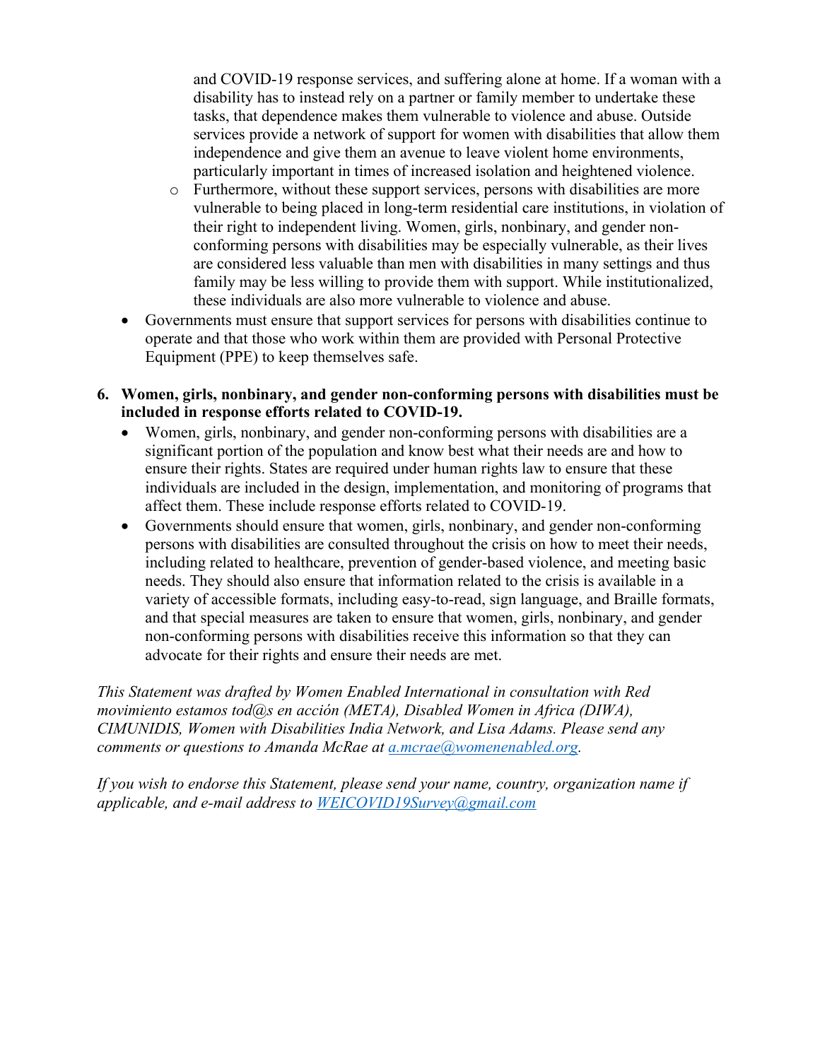and COVID-19 response services, and suffering alone at home. If a woman with a disability has to instead rely on a partner or family member to undertake these tasks, that dependence makes them vulnerable to violence and abuse. Outside services provide a network of support for women with disabilities that allow them independence and give them an avenue to leave violent home environments, particularly important in times of increased isolation and heightened violence.
  - Furthermore, without these support services, persons with disabilities are more vulnerable to being placed in long-term residential care institutions, in violation of their right to independent living. Women, girls, nonbinary, and gender non-conforming persons with disabilities may be especially vulnerable, as their lives are considered less valuable than men with disabilities in many settings and thus family may be less willing to provide them with support. While institutionalized, these individuals are also more vulnerable to violence and abuse.
- Governments must ensure that support services for persons with disabilities continue to operate and that those who work within them are provided with Personal Protective Equipment (PPE) to keep themselves safe.

6. **Women, girls, nonbinary, and gender non-conforming persons with disabilities must be included in response efforts related to COVID-19.**
   - Women, girls, nonbinary, and gender non-conforming persons with disabilities are a significant portion of the population and know best what their needs are and how to ensure their rights. States are required under human rights law to ensure that these individuals are included in the design, implementation, and monitoring of programs that affect them. These include response efforts related to COVID-19.
   - Governments should ensure that women, girls, nonbinary, and gender non-conforming persons with disabilities are consulted throughout the crisis on how to meet their needs, including related to healthcare, prevention of gender-based violence, and meeting basic needs. They should also ensure that information related to the crisis is available in a variety of accessible formats, including easy-to-read, sign language, and Braille formats, and that special measures are taken to ensure that women, girls, nonbinary, and gender non-conforming persons with disabilities receive this information so that they can advocate for their rights and ensure their needs are met.

*This Statement was drafted by Women Enabled International in consultation with Red movimiento estamos tod@s en acción (META), Disabled Women in Africa (DIWA), CIMUNIDIS, Women with Disabilities India Network, and Lisa Adams. Please send any comments or questions to Amanda McRae at [a.mcrae@womenenabled.org](mailto:a.mcrae@womenenabled.org).*

*If you wish to endorse this Statement, please send your name, country, organization name if applicable, and e-mail address to [WEICOVID19Survey@gmail.com](mailto:WEICOVID19Survey@gmail.com)*